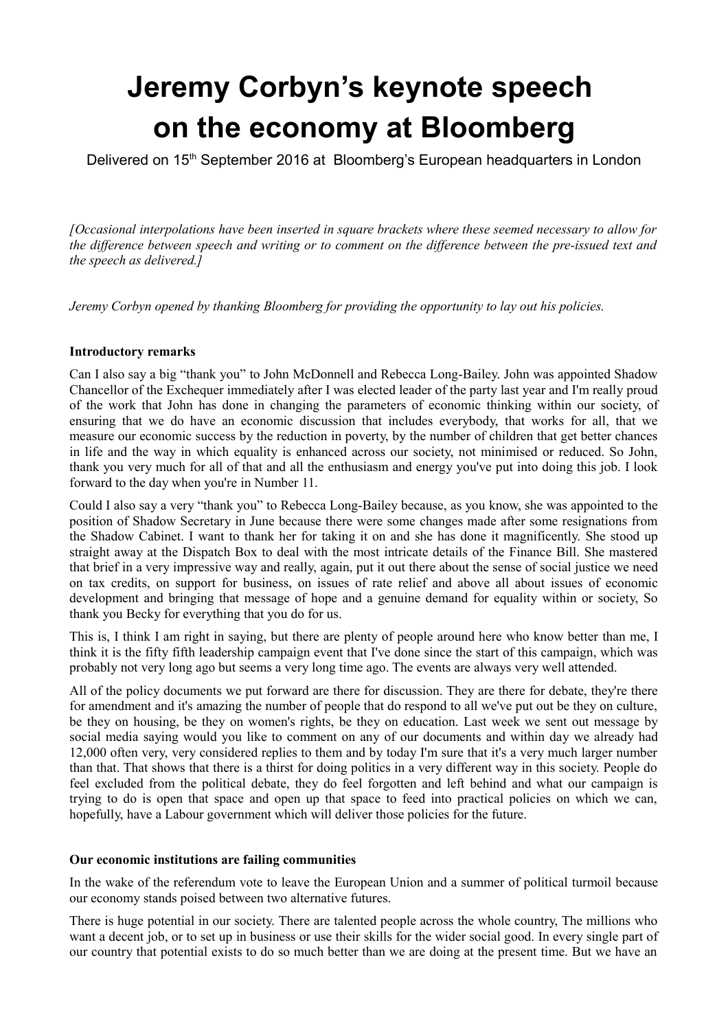# Jeremy Corbyn's keynote speech on the economy at Bloomberg

Delivered on 15th September 2016 at Bloomberg's European headquarters in London

*[Occasional interpolations have been inserted in square brackets where these seemed necessary to allow for the difference between speech and writing or to comment on the difference between the pre-issued text and the speech as delivered.]*

*Jeremy Corbyn opened by thanking Bloomberg for providing the opportunity to lay out his policies.*

**Introductory remarks**

Can I also say a big "thank you" to John McDonnell and Rebecca Long-Bailey. John was appointed Shadow Chancellor of the Exchequer immediately after I was elected leader of the party last year and I'm really proud of the work that John has done in changing the parameters of economic thinking within our society, of ensuring that we do have an economic discussion that includes everybody, that works for all, that we measure our economic success by the reduction in poverty, by the number of children that get better chances in life and the way in which equality is enhanced across our society, not minimised or reduced. So John, thank you very much for all of that and all the enthusiasm and energy you've put into doing this job. I look forward to the day when you're in Number 11.

Could I also say a very "thank you" to Rebecca Long-Bailey because, as you know, she was appointed to the position of Shadow Secretary in June because there were some changes made after some resignations from the Shadow Cabinet. I want to thank her for taking it on and she has done it magnificently. She stood up straight away at the Dispatch Box to deal with the most intricate details of the Finance Bill. She mastered that brief in a very impressive way and really, again, put it out there about the sense of social justice we need on tax credits, on support for business, on issues of rate relief and above all about issues of economic development and bringing that message of hope and a genuine demand for equality within or society, So thank you Becky for everything that you do for us.

This is, I think I am right in saying, but there are plenty of people around here who know better than me, I think it is the fifty fifth leadership campaign event that I've done since the start of this campaign, which was probably not very long ago but seems a very long time ago. The events are always very well attended.

All of the policy documents we put forward are there for discussion. They are there for debate, they're there for amendment and it's amazing the number of people that do respond to all we've put out be they on culture, be they on housing, be they on women's rights, be they on education. Last week we sent out message by social media saying would you like to comment on any of our documents and within day we already had 12,000 often very, very considered replies to them and by today I'm sure that it's a very much larger number than that. That shows that there is a thirst for doing politics in a very different way in this society. People do feel excluded from the political debate, they do feel forgotten and left behind and what our campaign is trying to do is open that space and open up that space to feed into practical policies on which we can, hopefully, have a Labour government which will deliver those policies for the future.

**Our economic institutions are failing communities**

In the wake of the referendum vote to leave the European Union and a summer of political turmoil because our economy stands poised between two alternative futures.

There is huge potential in our society. There are talented people across the whole country, The millions who want a decent job, or to set up in business or use their skills for the wider social good. In every single part of our country that potential exists to do so much better than we are doing at the present time. But we have an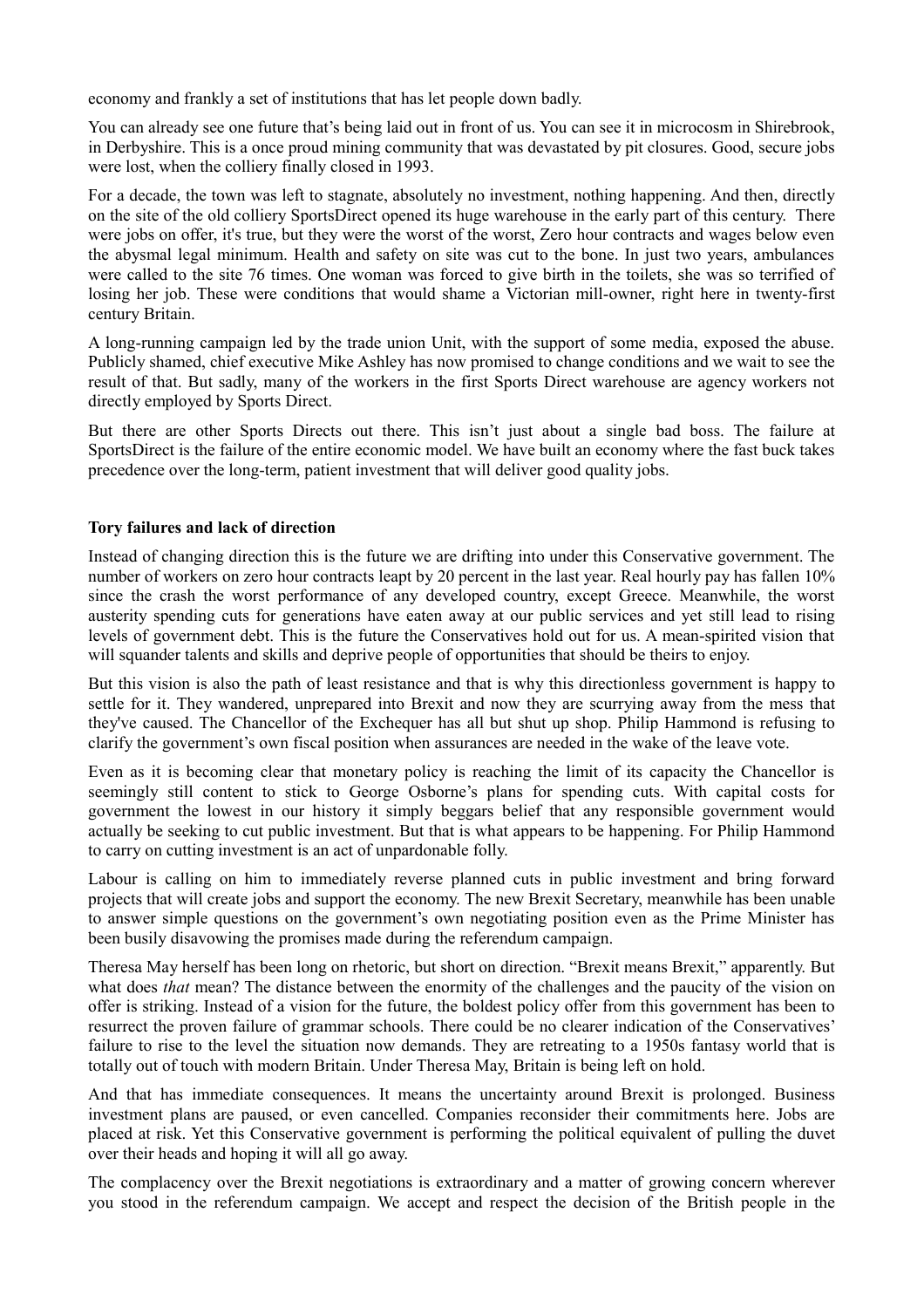economy and frankly a set of institutions that has let people down badly.

You can already see one future that's being laid out in front of us. You can see it in microcosm in Shirebrook, in Derbyshire. This is a once proud mining community that was devastated by pit closures. Good, secure jobs were lost, when the colliery finally closed in 1993.

For a decade, the town was left to stagnate, absolutely no investment, nothing happening. And then, directly on the site of the old colliery SportsDirect opened its huge warehouse in the early part of this century. There were jobs on offer, it's true, but they were the worst of the worst, Zero hour contracts and wages below even the abysmal legal minimum. Health and safety on site was cut to the bone. In just two years, ambulances were called to the site 76 times. One woman was forced to give birth in the toilets, she was so terrified of losing her job. These were conditions that would shame a Victorian mill-owner, right here in twenty-first century Britain.

A long-running campaign led by the trade union Unit, with the support of some media, exposed the abuse. Publicly shamed, chief executive Mike Ashley has now promised to change conditions and we wait to see the result of that. But sadly, many of the workers in the first Sports Direct warehouse are agency workers not directly employed by Sports Direct.

But there are other Sports Directs out there. This isn't just about a single bad boss. The failure at SportsDirect is the failure of the entire economic model. We have built an economy where the fast buck takes precedence over the long-term, patient investment that will deliver good quality jobs.

**Tory failures and lack of direction**

Instead of changing direction this is the future we are drifting into under this Conservative government. The number of workers on zero hour contracts leapt by 20 percent in the last year. Real hourly pay has fallen 10% since the crash the worst performance of any developed country, except Greece. Meanwhile, the worst austerity spending cuts for generations have eaten away at our public services and yet still lead to rising levels of government debt. This is the future the Conservatives hold out for us. A mean-spirited vision that will squander talents and skills and deprive people of opportunities that should be theirs to enjoy.

But this vision is also the path of least resistance and that is why this directionless government is happy to settle for it. They wandered, unprepared into Brexit and now they are scurrying away from the mess that they've caused. The Chancellor of the Exchequer has all but shut up shop. Philip Hammond is refusing to clarify the government's own fiscal position when assurances are needed in the wake of the leave vote.

Even as it is becoming clear that monetary policy is reaching the limit of its capacity the Chancellor is seemingly still content to stick to George Osborne's plans for spending cuts. With capital costs for government the lowest in our history it simply beggars belief that any responsible government would actually be seeking to cut public investment. But that is what appears to be happening. For Philip Hammond to carry on cutting investment is an act of unpardonable folly.

Labour is calling on him to immediately reverse planned cuts in public investment and bring forward projects that will create jobs and support the economy. The new Brexit Secretary, meanwhile has been unable to answer simple questions on the government's own negotiating position even as the Prime Minister has been busily disavowing the promises made during the referendum campaign.

Theresa May herself has been long on rhetoric, but short on direction. "Brexit means Brexit," apparently. But what does *that* mean? The distance between the enormity of the challenges and the paucity of the vision on offer is striking. Instead of a vision for the future, the boldest policy offer from this government has been to resurrect the proven failure of grammar schools. There could be no clearer indication of the Conservatives' failure to rise to the level the situation now demands. They are retreating to a 1950s fantasy world that is totally out of touch with modern Britain. Under Theresa May, Britain is being left on hold.

And that has immediate consequences. It means the uncertainty around Brexit is prolonged. Business investment plans are paused, or even cancelled. Companies reconsider their commitments here. Jobs are placed at risk. Yet this Conservative government is performing the political equivalent of pulling the duvet over their heads and hoping it will all go away.

The complacency over the Brexit negotiations is extraordinary and a matter of growing concern wherever you stood in the referendum campaign. We accept and respect the decision of the British people in the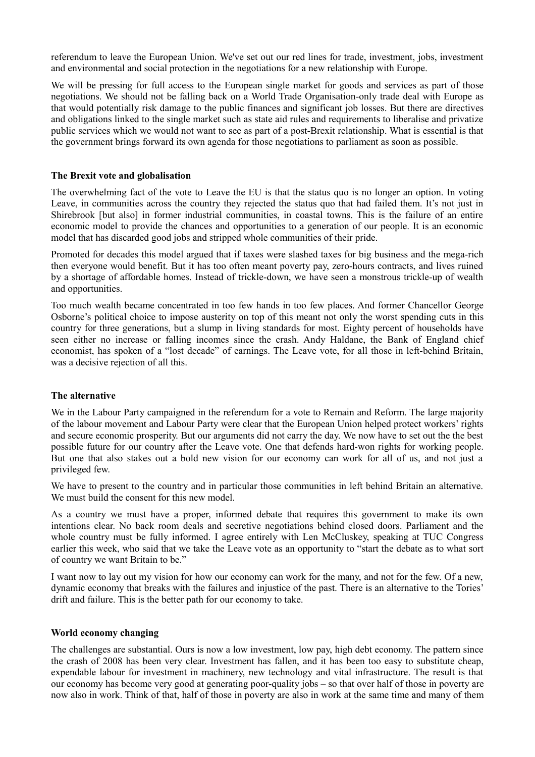referendum to leave the European Union. We've set out our red lines for trade, investment, jobs, investment and environmental and social protection in the negotiations for a new relationship with Europe.

We will be pressing for full access to the European single market for goods and services as part of those negotiations. We should not be falling back on a World Trade Organisation-only trade deal with Europe as that would potentially risk damage to the public finances and significant job losses. But there are directives and obligations linked to the single market such as state aid rules and requirements to liberalise and privatize public services which we would not want to see as part of a post-Brexit relationship. What is essential is that the government brings forward its own agenda for those negotiations to parliament as soon as possible.

**The Brexit vote and globalisation**

The overwhelming fact of the vote to Leave the EU is that the status quo is no longer an option. In voting Leave, in communities across the country they rejected the status quo that had failed them. It's not just in Shirebrook [but also] in former industrial communities, in coastal towns. This is the failure of an entire economic model to provide the chances and opportunities to a generation of our people. It is an economic model that has discarded good jobs and stripped whole communities of their pride.

Promoted for decades this model argued that if taxes were slashed taxes for big business and the mega-rich then everyone would benefit. But it has too often meant poverty pay, zero-hours contracts, and lives ruined by a shortage of affordable homes. Instead of trickle-down, we have seen a monstrous trickle-up of wealth and opportunities.

Too much wealth became concentrated in too few hands in too few places. And former Chancellor George Osborne's political choice to impose austerity on top of this meant not only the worst spending cuts in this country for three generations, but a slump in living standards for most. Eighty percent of households have seen either no increase or falling incomes since the crash. Andy Haldane, the Bank of England chief economist, has spoken of a "lost decade" of earnings. The Leave vote, for all those in left-behind Britain, was a decisive rejection of all this.

**The alternative**

We in the Labour Party campaigned in the referendum for a vote to Remain and Reform. The large majority of the labour movement and Labour Party were clear that the European Union helped protect workers' rights and secure economic prosperity. But our arguments did not carry the day. We now have to set out the the best possible future for our country after the Leave vote. One that defends hard-won rights for working people. But one that also stakes out a bold new vision for our economy can work for all of us, and not just a privileged few.

We have to present to the country and in particular those communities in left behind Britain an alternative. We must build the consent for this new model.

As a country we must have a proper, informed debate that requires this government to make its own intentions clear. No back room deals and secretive negotiations behind closed doors. Parliament and the whole country must be fully informed. I agree entirely with Len McCluskey, speaking at TUC Congress earlier this week, who said that we take the Leave vote as an opportunity to "start the debate as to what sort of country we want Britain to be."

I want now to lay out my vision for how our economy can work for the many, and not for the few. Of a new, dynamic economy that breaks with the failures and injustice of the past. There is an alternative to the Tories' drift and failure. This is the better path for our economy to take.

**World economy changing**

The challenges are substantial. Ours is now a low investment, low pay, high debt economy. The pattern since the crash of 2008 has been very clear. Investment has fallen, and it has been too easy to substitute cheap, expendable labour for investment in machinery, new technology and vital infrastructure. The result is that our economy has become very good at generating poor-quality jobs – so that over half of those in poverty are now also in work. Think of that, half of those in poverty are also in work at the same time and many of them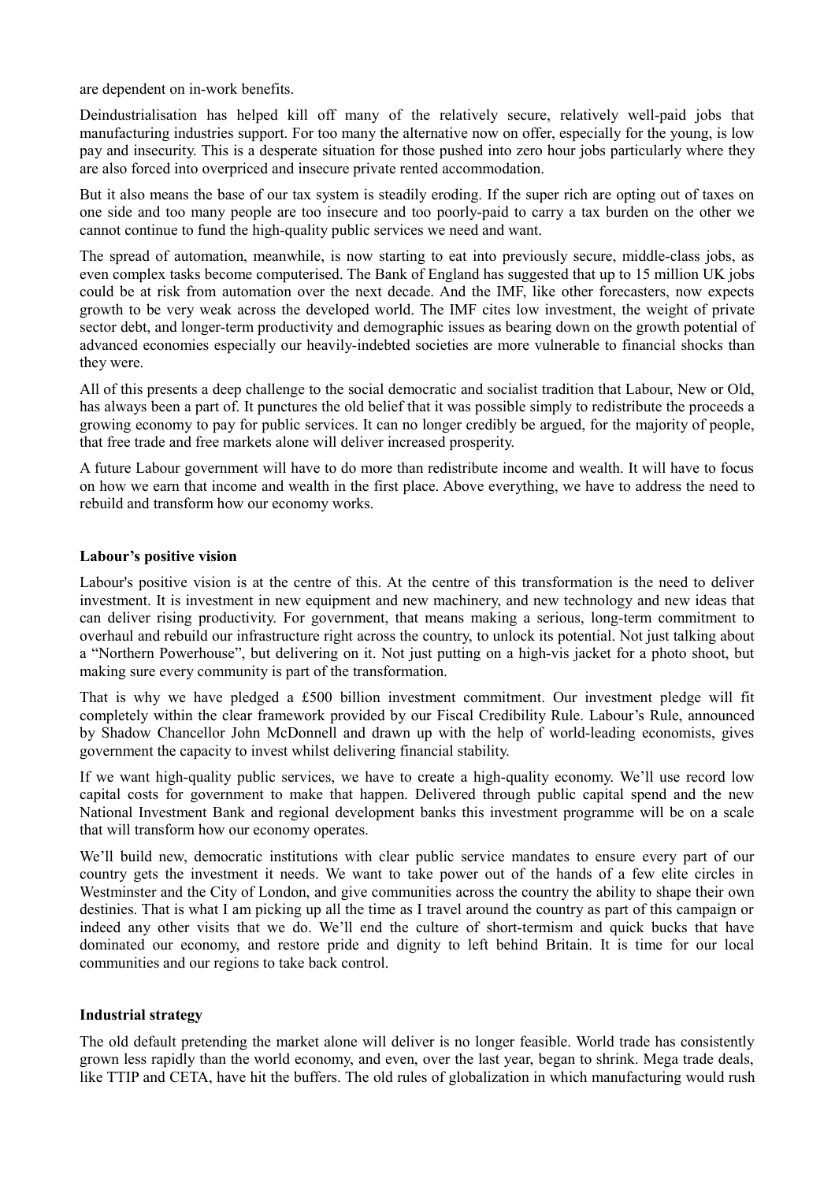are dependent on in-work benefits.

Deindustrialisation has helped kill off many of the relatively secure, relatively well-paid jobs that manufacturing industries support. For too many the alternative now on offer, especially for the young, is low pay and insecurity. This is a desperate situation for those pushed into zero hour jobs particularly where they are also forced into overpriced and insecure private rented accommodation.

But it also means the base of our tax system is steadily eroding. If the super rich are opting out of taxes on one side and too many people are too insecure and too poorly-paid to carry a tax burden on the other we cannot continue to fund the high-quality public services we need and want.

The spread of automation, meanwhile, is now starting to eat into previously secure, middle-class jobs, as even complex tasks become computerised. The Bank of England has suggested that up to 15 million UK jobs could be at risk from automation over the next decade. And the IMF, like other forecasters, now expects growth to be very weak across the developed world. The IMF cites low investment, the weight of private sector debt, and longer-term productivity and demographic issues as bearing down on the growth potential of advanced economies especially our heavily-indebted societies are more vulnerable to financial shocks than they were.

All of this presents a deep challenge to the social democratic and socialist tradition that Labour, New or Old, has always been a part of. It punctures the old belief that it was possible simply to redistribute the proceeds a growing economy to pay for public services. It can no longer credibly be argued, for the majority of people, that free trade and free markets alone will deliver increased prosperity.

A future Labour government will have to do more than redistribute income and wealth. It will have to focus on how we earn that income and wealth in the first place. Above everything, we have to address the need to rebuild and transform how our economy works.

**Labour's positive vision**

Labour's positive vision is at the centre of this. At the centre of this transformation is the need to deliver investment. It is investment in new equipment and new machinery, and new technology and new ideas that can deliver rising productivity. For government, that means making a serious, long-term commitment to overhaul and rebuild our infrastructure right across the country, to unlock its potential. Not just talking about a "Northern Powerhouse", but delivering on it. Not just putting on a high-vis jacket for a photo shoot, but making sure every community is part of the transformation.

That is why we have pledged a £500 billion investment commitment. Our investment pledge will fit completely within the clear framework provided by our Fiscal Credibility Rule. Labour's Rule, announced by Shadow Chancellor John McDonnell and drawn up with the help of world-leading economists, gives government the capacity to invest whilst delivering financial stability.

If we want high-quality public services, we have to create a high-quality economy. We'll use record low capital costs for government to make that happen. Delivered through public capital spend and the new National Investment Bank and regional development banks this investment programme will be on a scale that will transform how our economy operates.

We'll build new, democratic institutions with clear public service mandates to ensure every part of our country gets the investment it needs. We want to take power out of the hands of a few elite circles in Westminster and the City of London, and give communities across the country the ability to shape their own destinies. That is what I am picking up all the time as I travel around the country as part of this campaign or indeed any other visits that we do. We'll end the culture of short-termism and quick bucks that have dominated our economy, and restore pride and dignity to left behind Britain. It is time for our local communities and our regions to take back control.

**Industrial strategy**

The old default pretending the market alone will deliver is no longer feasible. World trade has consistently grown less rapidly than the world economy, and even, over the last year, began to shrink. Mega trade deals, like TTIP and CETA, have hit the buffers. The old rules of globalization in which manufacturing would rush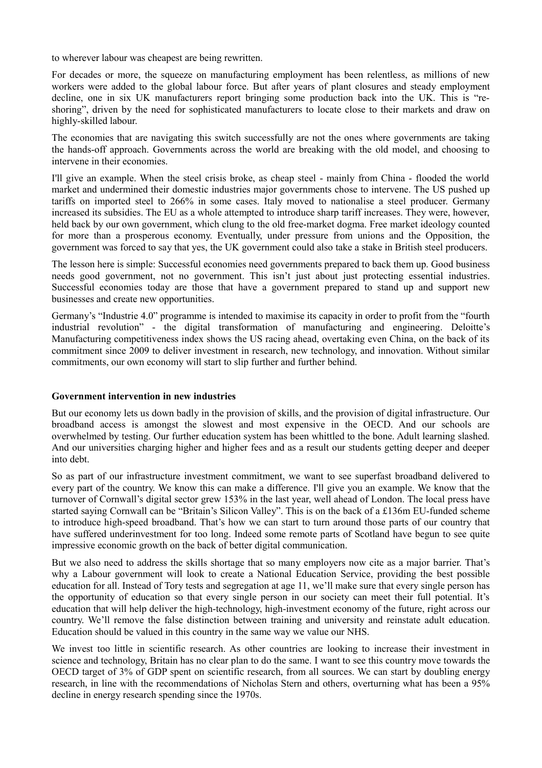to wherever labour was cheapest are being rewritten.

For decades or more, the squeeze on manufacturing employment has been relentless, as millions of new workers were added to the global labour force. But after years of plant closures and steady employment decline, one in six UK manufacturers report bringing some production back into the UK. This is "re-shoring", driven by the need for sophisticated manufacturers to locate close to their markets and draw on highly-skilled labour.

The economies that are navigating this switch successfully are not the ones where governments are taking the hands-off approach. Governments across the world are breaking with the old model, and choosing to intervene in their economies.

I'll give an example. When the steel crisis broke, as cheap steel - mainly from China - flooded the world market and undermined their domestic industries major governments chose to intervene. The US pushed up tariffs on imported steel to 266% in some cases. Italy moved to nationalise a steel producer. Germany increased its subsidies. The EU as a whole attempted to introduce sharp tariff increases. They were, however, held back by our own government, which clung to the old free-market dogma. Free market ideology counted for more than a prosperous economy. Eventually, under pressure from unions and the Opposition, the government was forced to say that yes, the UK government could also take a stake in British steel producers.

The lesson here is simple: Successful economies need governments prepared to back them up. Good business needs good government, not no government. This isn't just about just protecting essential industries. Successful economies today are those that have a government prepared to stand up and support new businesses and create new opportunities.

Germany's "Industrie 4.0" programme is intended to maximise its capacity in order to profit from the "fourth industrial revolution" - the digital transformation of manufacturing and engineering. Deloitte's Manufacturing competitiveness index shows the US racing ahead, overtaking even China, on the back of its commitment since 2009 to deliver investment in research, new technology, and innovation. Without similar commitments, our own economy will start to slip further and further behind.

**Government intervention in new industries**

But our economy lets us down badly in the provision of skills, and the provision of digital infrastructure. Our broadband access is amongst the slowest and most expensive in the OECD. And our schools are overwhelmed by testing. Our further education system has been whittled to the bone. Adult learning slashed. And our universities charging higher and higher fees and as a result our students getting deeper and deeper into debt.

So as part of our infrastructure investment commitment, we want to see superfast broadband delivered to every part of the country. We know this can make a difference. I'll give you an example. We know that the turnover of Cornwall's digital sector grew 153% in the last year, well ahead of London. The local press have started saying Cornwall can be "Britain's Silicon Valley". This is on the back of a £136m EU-funded scheme to introduce high-speed broadband. That's how we can start to turn around those parts of our country that have suffered underinvestment for too long. Indeed some remote parts of Scotland have begun to see quite impressive economic growth on the back of better digital communication.

But we also need to address the skills shortage that so many employers now cite as a major barrier. That's why a Labour government will look to create a National Education Service, providing the best possible education for all. Instead of Tory tests and segregation at age 11, we'll make sure that every single person has the opportunity of education so that every single person in our society can meet their full potential. It's education that will help deliver the high-technology, high-investment economy of the future, right across our country. We'll remove the false distinction between training and university and reinstate adult education. Education should be valued in this country in the same way we value our NHS.

We invest too little in scientific research. As other countries are looking to increase their investment in science and technology, Britain has no clear plan to do the same. I want to see this country move towards the OECD target of 3% of GDP spent on scientific research, from all sources. We can start by doubling energy research, in line with the recommendations of Nicholas Stern and others, overturning what has been a 95% decline in energy research spending since the 1970s.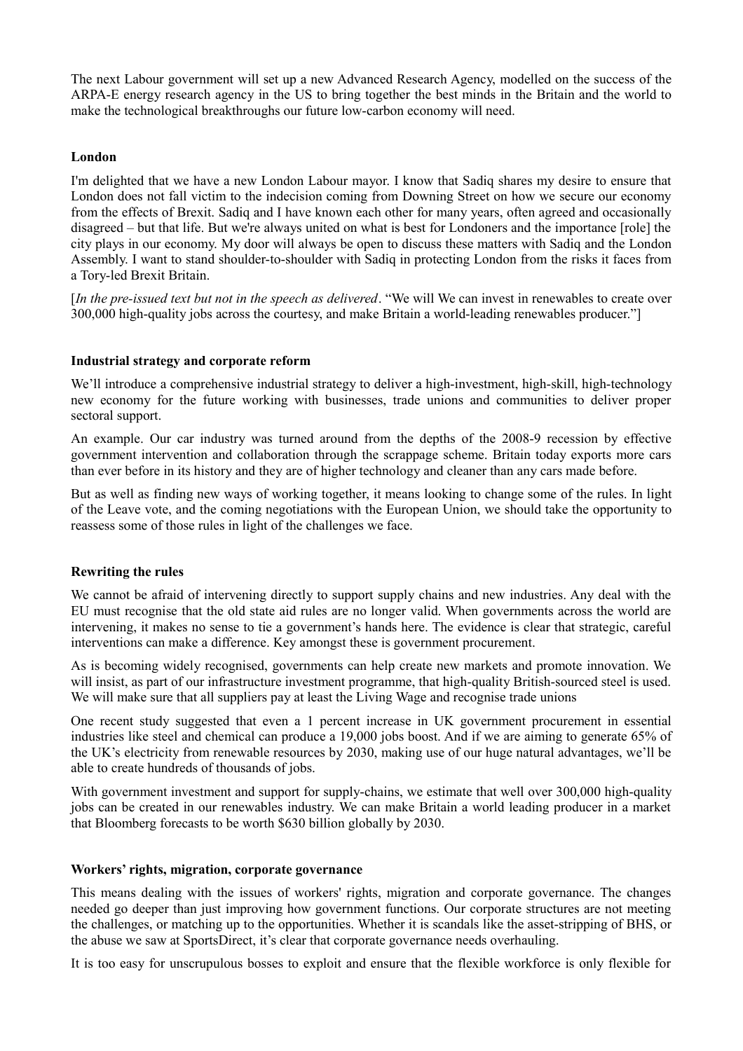The next Labour government will set up a new Advanced Research Agency, modelled on the success of the ARPA-E energy research agency in the US to bring together the best minds in the Britain and the world to make the technological breakthroughs our future low-carbon economy will need.

**London**

I'm delighted that we have a new London Labour mayor. I know that Sadiq shares my desire to ensure that London does not fall victim to the indecision coming from Downing Street on how we secure our economy from the effects of Brexit. Sadiq and I have known each other for many years, often agreed and occasionally disagreed – but that life. But we're always united on what is best for Londoners and the importance [role] the city plays in our economy. My door will always be open to discuss these matters with Sadiq and the London Assembly. I want to stand shoulder-to-shoulder with Sadiq in protecting London from the risks it faces from a Tory-led Brexit Britain.

[*In the pre-issued text but not in the speech as delivered*. "We will We can invest in renewables to create over 300,000 high-quality jobs across the courtesy, and make Britain a world-leading renewables producer."]

**Industrial strategy and corporate reform**

We'll introduce a comprehensive industrial strategy to deliver a high-investment, high-skill, high-technology new economy for the future working with businesses, trade unions and communities to deliver proper sectoral support.

An example. Our car industry was turned around from the depths of the 2008-9 recession by effective government intervention and collaboration through the scrappage scheme. Britain today exports more cars than ever before in its history and they are of higher technology and cleaner than any cars made before.

But as well as finding new ways of working together, it means looking to change some of the rules. In light of the Leave vote, and the coming negotiations with the European Union, we should take the opportunity to reassess some of those rules in light of the challenges we face.

**Rewriting the rules**

We cannot be afraid of intervening directly to support supply chains and new industries. Any deal with the EU must recognise that the old state aid rules are no longer valid. When governments across the world are intervening, it makes no sense to tie a government's hands here. The evidence is clear that strategic, careful interventions can make a difference. Key amongst these is government procurement.

As is becoming widely recognised, governments can help create new markets and promote innovation. We will insist, as part of our infrastructure investment programme, that high-quality British-sourced steel is used. We will make sure that all suppliers pay at least the Living Wage and recognise trade unions

One recent study suggested that even a 1 percent increase in UK government procurement in essential industries like steel and chemical can produce a 19,000 jobs boost. And if we are aiming to generate 65% of the UK's electricity from renewable resources by 2030, making use of our huge natural advantages, we'll be able to create hundreds of thousands of jobs.

With government investment and support for supply-chains, we estimate that well over 300,000 high-quality jobs can be created in our renewables industry. We can make Britain a world leading producer in a market that Bloomberg forecasts to be worth \$630 billion globally by 2030.

**Workers' rights, migration, corporate governance**

This means dealing with the issues of workers' rights, migration and corporate governance. The changes needed go deeper than just improving how government functions. Our corporate structures are not meeting the challenges, or matching up to the opportunities. Whether it is scandals like the asset-stripping of BHS, or the abuse we saw at SportsDirect, it's clear that corporate governance needs overhauling.

It is too easy for unscrupulous bosses to exploit and ensure that the flexible workforce is only flexible for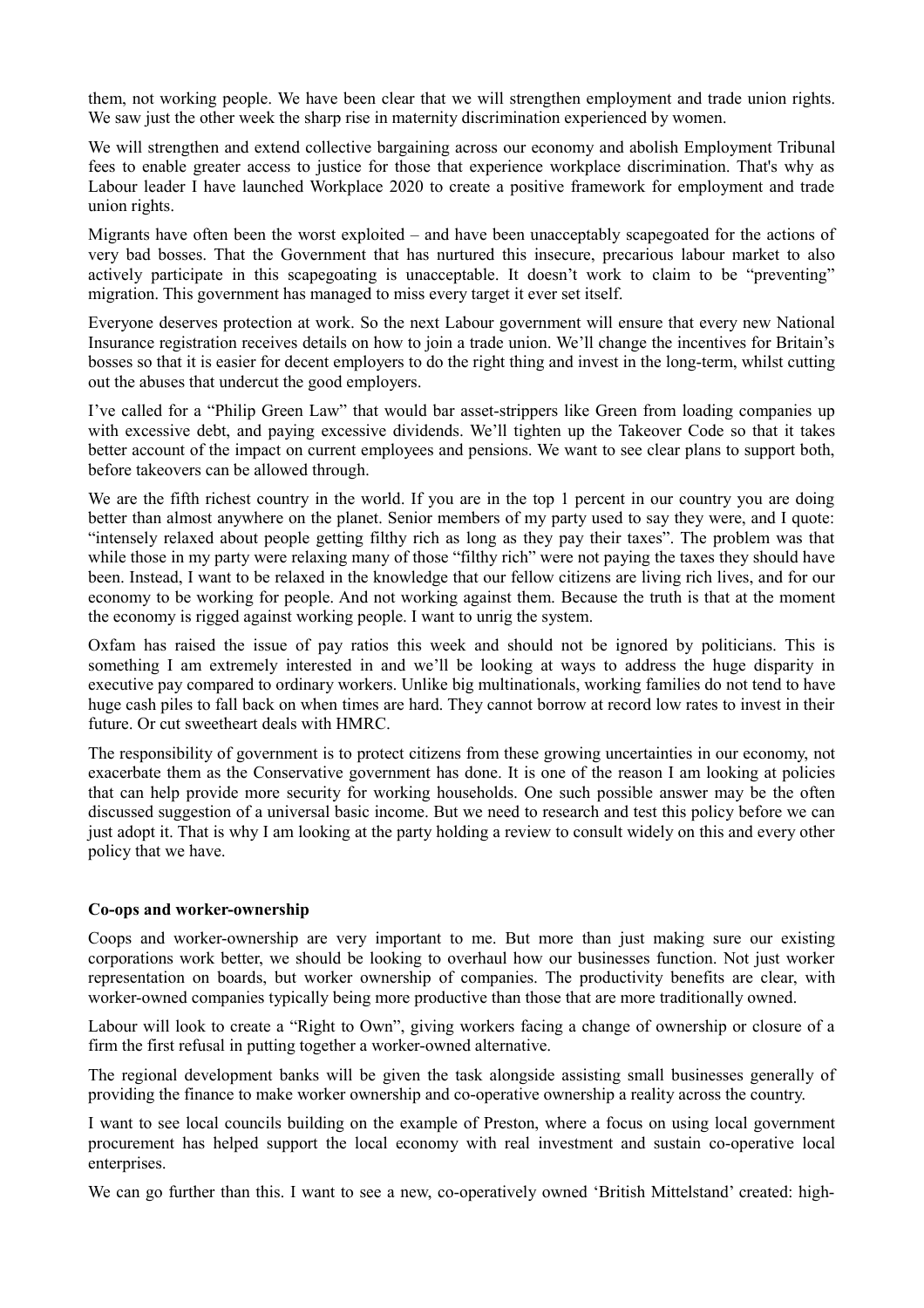them, not working people. We have been clear that we will strengthen employment and trade union rights. We saw just the other week the sharp rise in maternity discrimination experienced by women.

We will strengthen and extend collective bargaining across our economy and abolish Employment Tribunal fees to enable greater access to justice for those that experience workplace discrimination. That's why as Labour leader I have launched Workplace 2020 to create a positive framework for employment and trade union rights.

Migrants have often been the worst exploited – and have been unacceptably scapegoated for the actions of very bad bosses. That the Government that has nurtured this insecure, precarious labour market to also actively participate in this scapegoating is unacceptable. It doesn't work to claim to be "preventing" migration. This government has managed to miss every target it ever set itself.

Everyone deserves protection at work. So the next Labour government will ensure that every new National Insurance registration receives details on how to join a trade union. We'll change the incentives for Britain's bosses so that it is easier for decent employers to do the right thing and invest in the long-term, whilst cutting out the abuses that undercut the good employers.

I've called for a "Philip Green Law" that would bar asset-strippers like Green from loading companies up with excessive debt, and paying excessive dividends. We'll tighten up the Takeover Code so that it takes better account of the impact on current employees and pensions. We want to see clear plans to support both, before takeovers can be allowed through.

We are the fifth richest country in the world. If you are in the top 1 percent in our country you are doing better than almost anywhere on the planet. Senior members of my party used to say they were, and I quote: "intensely relaxed about people getting filthy rich as long as they pay their taxes". The problem was that while those in my party were relaxing many of those "filthy rich" were not paying the taxes they should have been. Instead, I want to be relaxed in the knowledge that our fellow citizens are living rich lives, and for our economy to be working for people. And not working against them. Because the truth is that at the moment the economy is rigged against working people. I want to unrig the system.

Oxfam has raised the issue of pay ratios this week and should not be ignored by politicians. This is something I am extremely interested in and we'll be looking at ways to address the huge disparity in executive pay compared to ordinary workers. Unlike big multinationals, working families do not tend to have huge cash piles to fall back on when times are hard. They cannot borrow at record low rates to invest in their future. Or cut sweetheart deals with HMRC.

The responsibility of government is to protect citizens from these growing uncertainties in our economy, not exacerbate them as the Conservative government has done. It is one of the reason I am looking at policies that can help provide more security for working households. One such possible answer may be the often discussed suggestion of a universal basic income. But we need to research and test this policy before we can just adopt it. That is why I am looking at the party holding a review to consult widely on this and every other policy that we have.

**Co-ops and worker-ownership**

Coops and worker-ownership are very important to me. But more than just making sure our existing corporations work better, we should be looking to overhaul how our businesses function. Not just worker representation on boards, but worker ownership of companies. The productivity benefits are clear, with worker-owned companies typically being more productive than those that are more traditionally owned.

Labour will look to create a "Right to Own", giving workers facing a change of ownership or closure of a firm the first refusal in putting together a worker-owned alternative.

The regional development banks will be given the task alongside assisting small businesses generally of providing the finance to make worker ownership and co-operative ownership a reality across the country.

I want to see local councils building on the example of Preston, where a focus on using local government procurement has helped support the local economy with real investment and sustain co-operative local enterprises.

We can go further than this. I want to see a new, co-operatively owned 'British Mittelstand' created: high-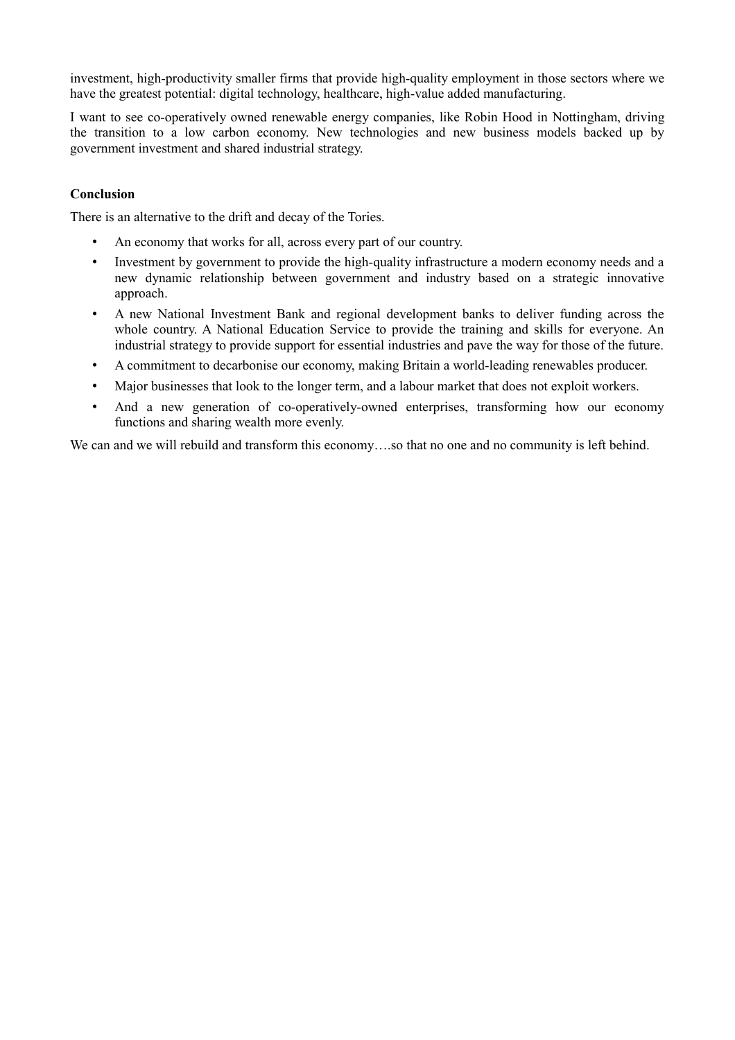investment, high-productivity smaller firms that provide high-quality employment in those sectors where we have the greatest potential: digital technology, healthcare, high-value added manufacturing.

I want to see co-operatively owned renewable energy companies, like Robin Hood in Nottingham, driving the transition to a low carbon economy. New technologies and new business models backed up by government investment and shared industrial strategy.

**Conclusion**

There is an alternative to the drift and decay of the Tories.

- An economy that works for all, across every part of our country.
- Investment by government to provide the high-quality infrastructure a modern economy needs and a new dynamic relationship between government and industry based on a strategic innovative approach.
- A new National Investment Bank and regional development banks to deliver funding across the whole country. A National Education Service to provide the training and skills for everyone. An industrial strategy to provide support for essential industries and pave the way for those of the future.
- A commitment to decarbonise our economy, making Britain a world-leading renewables producer.
- Major businesses that look to the longer term, and a labour market that does not exploit workers.
- And a new generation of co-operatively-owned enterprises, transforming how our economy functions and sharing wealth more evenly.

We can and we will rebuild and transform this economy….so that no one and no community is left behind.